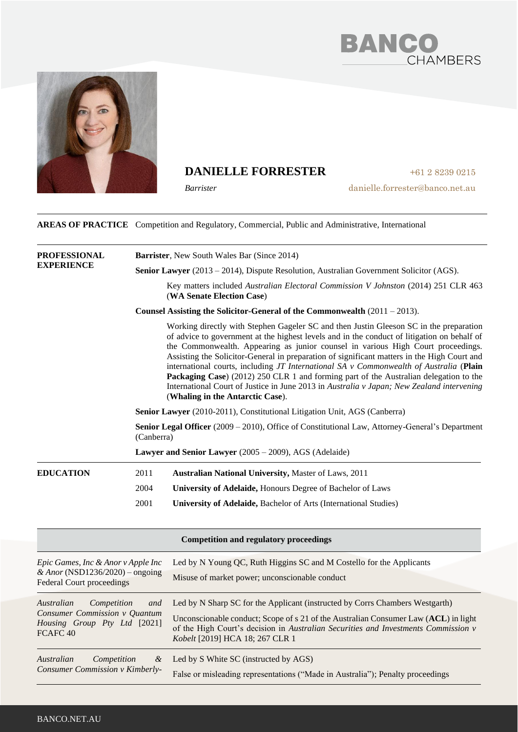# DANIELLE FORRESTER

*Barrister*

+61 2 8239 0215

danielle.forrester@banco.net.au

**AREAS OF PRACTICE** Competition and Regulatory, Commercial, Public and Administrative, International

## PROFESSIONAL EXPERIENCE

**Barrister**, New South Wales Bar (Since 2014)

**Senior Lawyer** (2013 – 2014), Dispute Resolution, Australian Government Solicitor (AGS).

Key matters included *Australian Electoral Commission V Johnston* (2014) 251 CLR 463 (**WA Senate Election Case**)

**Counsel Assisting the Solicitor-General of the Commonwealth** (2011 – 2013).

Working directly with Stephen Gageler SC and then Justin Gleeson SC in the preparation of advice to government at the highest levels and in the conduct of litigation on behalf of the Commonwealth. Appearing as junior counsel in various High Court proceedings. Assisting the Solicitor-General in preparation of significant matters in the High Court and international courts, including *JT International SA v Commonwealth of Australia* (**Plain Packaging Case**) (2012) 250 CLR 1 and forming part of the Australian delegation to the International Court of Justice in June 2013 in *Australia v Japan; New Zealand intervening* (**Whaling in the Antarctic Case**).

**Senior Lawyer** (2010-2011), Constitutional Litigation Unit, AGS (Canberra)

**Senior Legal Officer** (2009 – 2010), Office of Constitutional Law, Attorney-General's Department (Canberra)

**Lawyer and Senior Lawyer** (2005 – 2009), AGS (Adelaide)

## EDUCATION

| | |
|---|---|
| 2011 | **Australian National University,** Master of Laws, 2011 |
| 2004 | **University of Adelaide,** Honours Degree of Bachelor of Laws |
| 2001 | **University of Adelaide,** Bachelor of Arts (International Studies) |

## Competition and regulatory proceedings

| Matter | Details |
|---|---|
| *Epic Games, Inc & Anor v Apple Inc & Anor* (NSD1236/2020) – ongoing Federal Court proceedings | Led by N Young QC, Ruth Higgins SC and M Costello for the Applicants<br>Misuse of market power; unconscionable conduct |
| *Australian Competition and Consumer Commission v Quantum Housing Group Pty Ltd* [2021] FCAFC 40 | Led by N Sharp SC for the Applicant (instructed by Corrs Chambers Westgarth)<br>Unconscionable conduct; Scope of s 21 of the Australian Consumer Law (**ACL**) in light of the High Court's decision in *Australian Securities and Investments Commission v Kobelt* [2019] HCA 18; 267 CLR 1 |
| *Australian Competition & Consumer Commission v Kimberly-* | Led by S White SC (instructed by AGS)<br>False or misleading representations ("Made in Australia"); Penalty proceedings |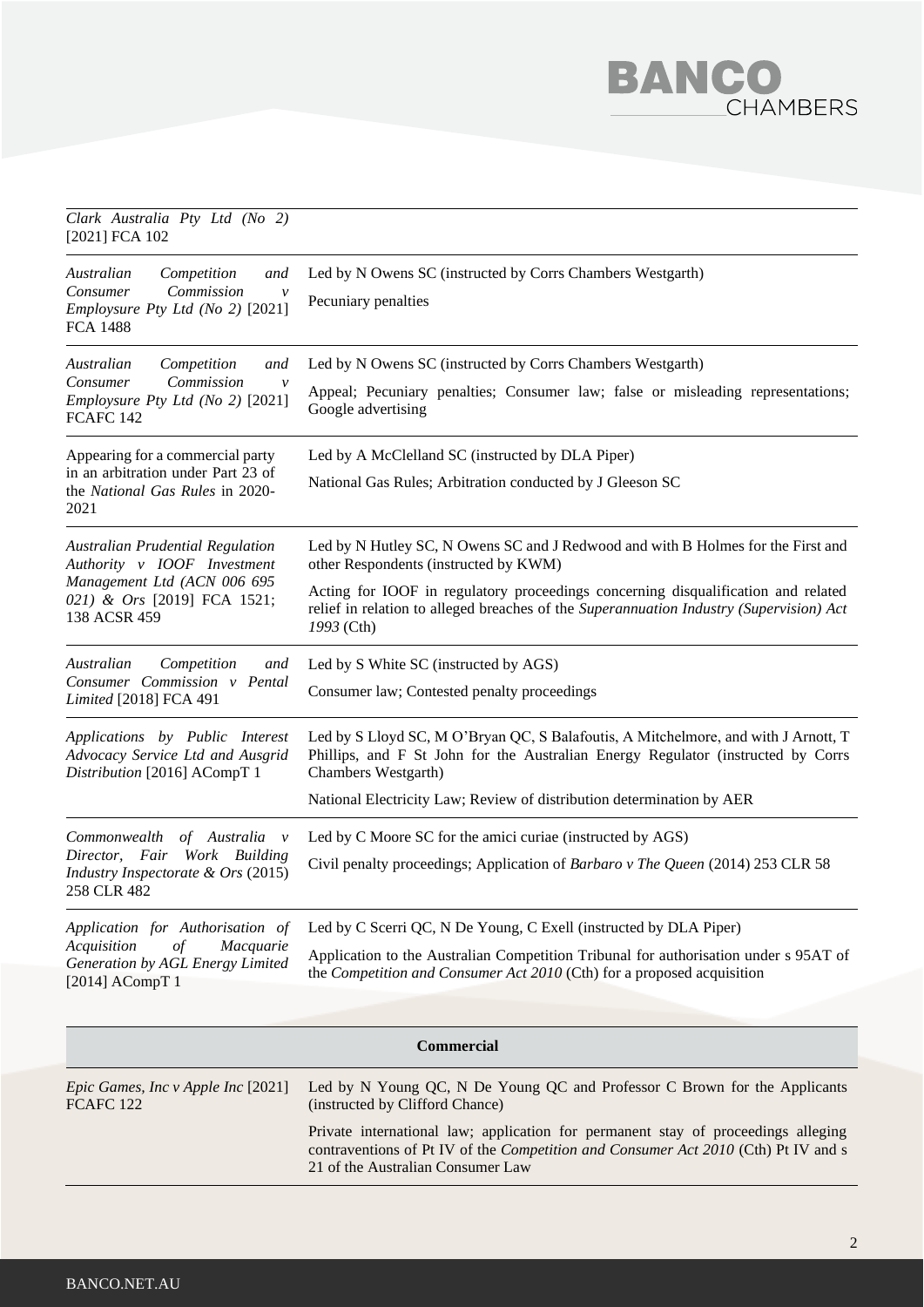| | |
|---|---|
| *Clark Australia Pty Ltd (No 2)* [2021] FCA 102 | |
| *Australian Competition and Consumer Commission v Employsure Pty Ltd (No 2)* [2021] FCA 1488 | Led by N Owens SC (instructed by Corrs Chambers Westgarth)<br><br>Pecuniary penalties |
| *Australian Competition and Consumer Commission v Employsure Pty Ltd (No 2)* [2021] FCAFC 142 | Led by N Owens SC (instructed by Corrs Chambers Westgarth)<br><br>Appeal; Pecuniary penalties; Consumer law; false or misleading representations; Google advertising |
| Appearing for a commercial party in an arbitration under Part 23 of the *National Gas Rules* in 2020-2021 | Led by A McClelland SC (instructed by DLA Piper)<br><br>National Gas Rules; Arbitration conducted by J Gleeson SC |
| *Australian Prudential Regulation Authority v IOOF Investment Management Ltd (ACN 006 695 021) & Ors* [2019] FCA 1521; 138 ACSR 459 | Led by N Hutley SC, N Owens SC and J Redwood and with B Holmes for the First and other Respondents (instructed by KWM)<br><br>Acting for IOOF in regulatory proceedings concerning disqualification and related relief in relation to alleged breaches of the *Superannuation Industry (Supervision) Act 1993* (Cth) |
| *Australian Competition and Consumer Commission v Pental Limited* [2018] FCA 491 | Led by S White SC (instructed by AGS)<br><br>Consumer law; Contested penalty proceedings |
| *Applications by Public Interest Advocacy Service Ltd and Ausgrid Distribution* [2016] ACompT 1 | Led by S Lloyd SC, M O'Bryan QC, S Balafoutis, A Mitchelmore, and with J Arnott, T Phillips, and F St John for the Australian Energy Regulator (instructed by Corrs Chambers Westgarth)<br><br>National Electricity Law; Review of distribution determination by AER |
| *Commonwealth of Australia v Director, Fair Work Building Industry Inspectorate & Ors* (2015) 258 CLR 482 | Led by C Moore SC for the amici curiae (instructed by AGS)<br><br>Civil penalty proceedings; Application of *Barbaro v The Queen* (2014) 253 CLR 58 |
| *Application for Authorisation of Acquisition of Macquarie Generation by AGL Energy Limited* [2014] ACompT 1 | Led by C Scerri QC, N De Young, C Exell (instructed by DLA Piper)<br><br>Application to the Australian Competition Tribunal for authorisation under s 95AT of the *Competition and Consumer Act 2010* (Cth) for a proposed acquisition |

| **Commercial** | |
|---|---|
| *Epic Games, Inc v Apple Inc* [2021] FCAFC 122 | Led by N Young QC, N De Young QC and Professor C Brown for the Applicants (instructed by Clifford Chance)<br><br>Private international law; application for permanent stay of proceedings alleging contraventions of Pt IV of the *Competition and Consumer Act 2010* (Cth) Pt IV and s 21 of the Australian Consumer Law |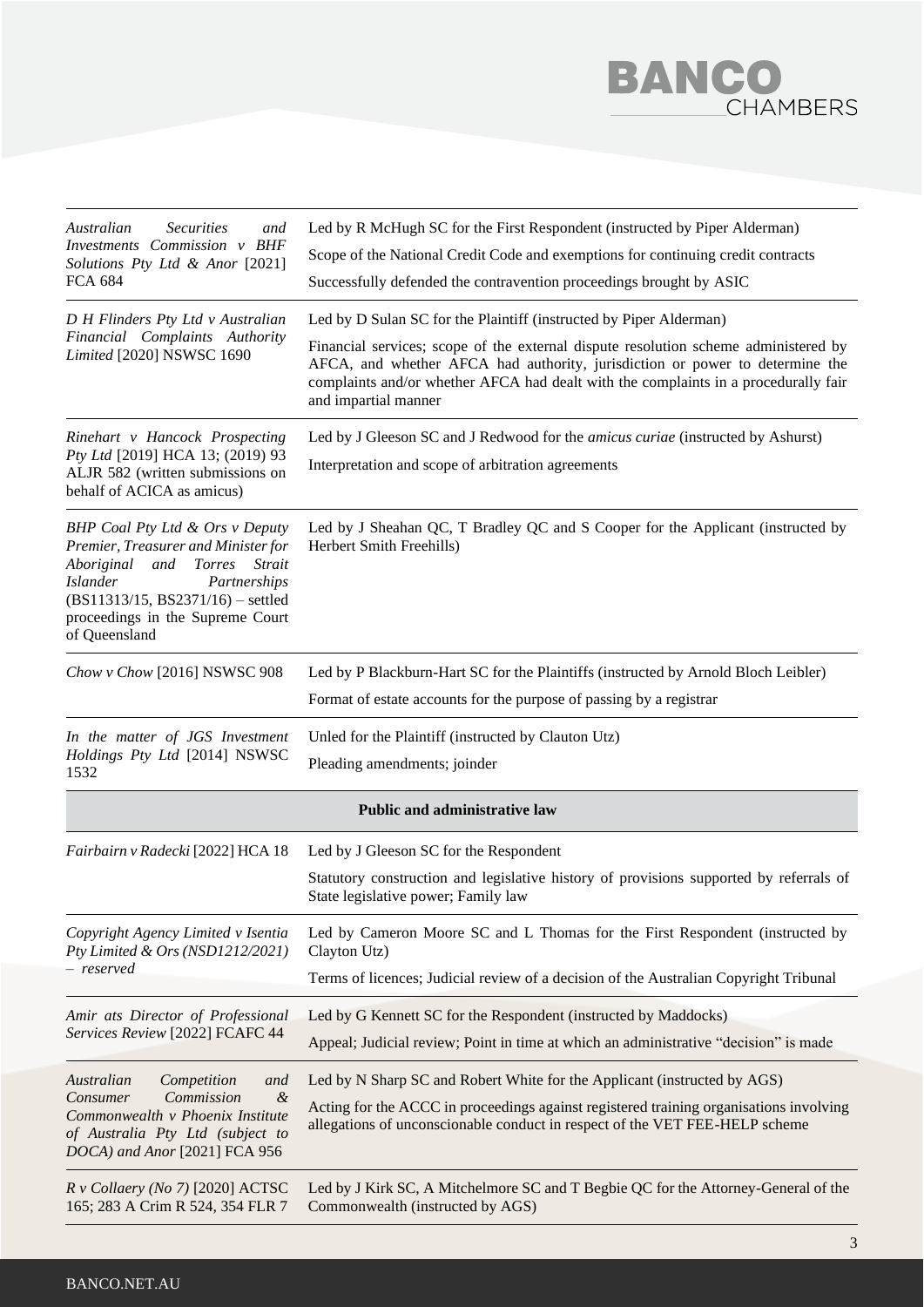| | |
|---|---|
| *Australian Securities and Investments Commission v BHF Solutions Pty Ltd & Anor* [2021] FCA 684 | Led by R McHugh SC for the First Respondent (instructed by Piper Alderman)<br><br>Scope of the National Credit Code and exemptions for continuing credit contracts<br><br>Successfully defended the contravention proceedings brought by ASIC |
| *D H Flinders Pty Ltd v Australian Financial Complaints Authority Limited* [2020] NSWSC 1690 | Led by D Sulan SC for the Plaintiff (instructed by Piper Alderman)<br><br>Financial services; scope of the external dispute resolution scheme administered by AFCA, and whether AFCA had authority, jurisdiction or power to determine the complaints and/or whether AFCA had dealt with the complaints in a procedurally fair and impartial manner |
| *Rinehart v Hancock Prospecting Pty Ltd* [2019] HCA 13; (2019) 93 ALJR 582 (written submissions on behalf of ACICA as amicus) | Led by J Gleeson SC and J Redwood for the *amicus curiae* (instructed by Ashurst)<br><br>Interpretation and scope of arbitration agreements |
| *BHP Coal Pty Ltd & Ors v Deputy Premier, Treasurer and Minister for Aboriginal and Torres Strait Islander Partnerships* (BS11313/15, BS2371/16) – settled proceedings in the Supreme Court of Queensland | Led by J Sheahan QC, T Bradley QC and S Cooper for the Applicant (instructed by Herbert Smith Freehills) |
| *Chow v Chow* [2016] NSWSC 908 | Led by P Blackburn-Hart SC for the Plaintiffs (instructed by Arnold Bloch Leibler)<br><br>Format of estate accounts for the purpose of passing by a registrar |
| *In the matter of JGS Investment Holdings Pty Ltd* [2014] NSWSC 1532 | Unled for the Plaintiff (instructed by Clauton Utz)<br><br>Pleading amendments; joinder |
| **Public and administrative law** | |
| *Fairbairn v Radecki* [2022] HCA 18 | Led by J Gleeson SC for the Respondent<br><br>Statutory construction and legislative history of provisions supported by referrals of State legislative power; Family law |
| *Copyright Agency Limited v Isentia Pty Limited & Ors (NSD1212/2021) – reserved* | Led by Cameron Moore SC and L Thomas for the First Respondent (instructed by Clayton Utz)<br><br>Terms of licences; Judicial review of a decision of the Australian Copyright Tribunal |
| *Amir ats Director of Professional Services Review* [2022] FCAFC 44 | Led by G Kennett SC for the Respondent (instructed by Maddocks)<br><br>Appeal; Judicial review; Point in time at which an administrative "decision" is made |
| *Australian Competition and Consumer Commission & Commonwealth v Phoenix Institute of Australia Pty Ltd (subject to DOCA) and Anor* [2021] FCA 956 | Led by N Sharp SC and Robert White for the Applicant (instructed by AGS)<br><br>Acting for the ACCC in proceedings against registered training organisations involving allegations of unconscionable conduct in respect of the VET FEE-HELP scheme |
| *R v Collaery (No 7)* [2020] ACTSC 165; 283 A Crim R 524, 354 FLR 7 | Led by J Kirk SC, A Mitchelmore SC and T Begbie QC for the Attorney-General of the Commonwealth (instructed by AGS) |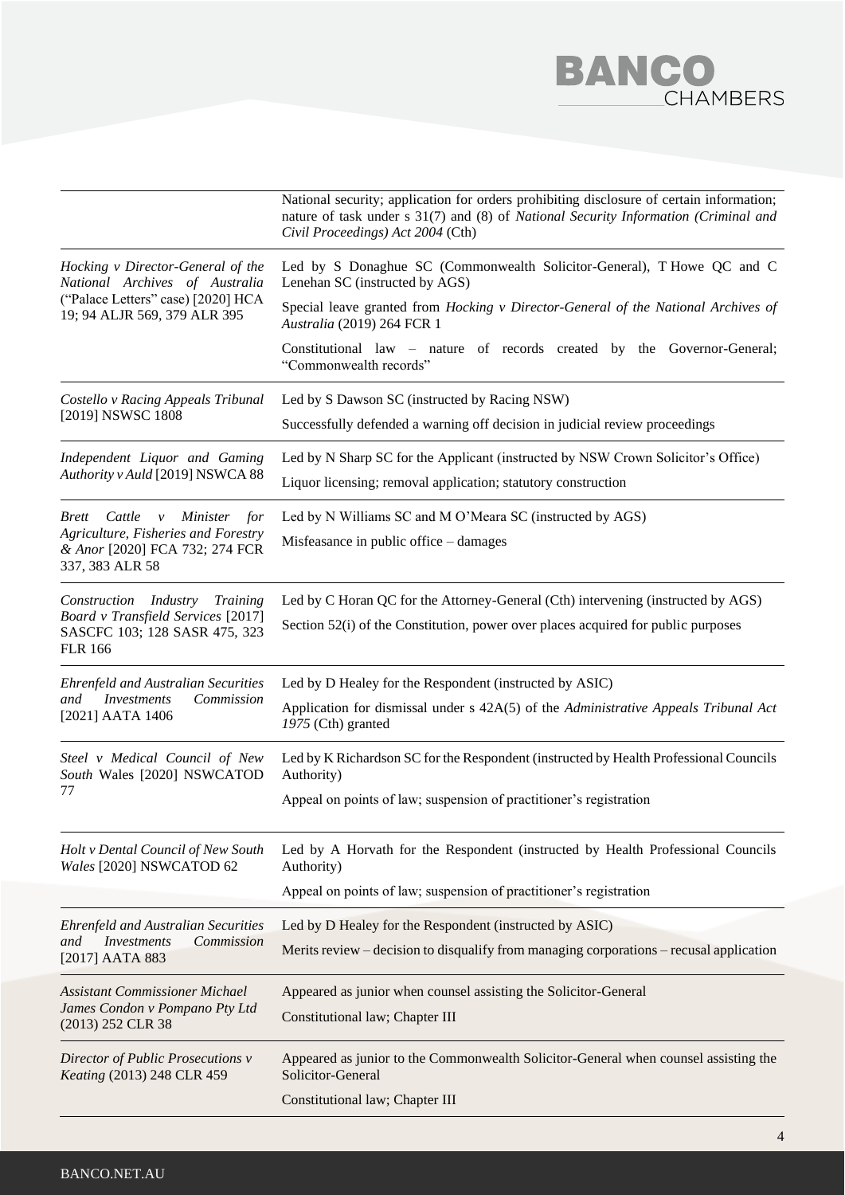| | |
|---|---|
| | National security; application for orders prohibiting disclosure of certain information; nature of task under s 31(7) and (8) of *National Security Information (Criminal and Civil Proceedings) Act 2004* (Cth) |
| *Hocking v Director-General of the National Archives of Australia* ("Palace Letters" case) [2020] HCA 19; 94 ALJR 569, 379 ALR 395 | Led by S Donaghue SC (Commonwealth Solicitor-General), T Howe QC and C Lenehan SC (instructed by AGS)<br><br>Special leave granted from *Hocking v Director-General of the National Archives of Australia* (2019) 264 FCR 1<br><br>Constitutional law – nature of records created by the Governor-General; "Commonwealth records" |
| *Costello v Racing Appeals Tribunal* [2019] NSWSC 1808 | Led by S Dawson SC (instructed by Racing NSW)<br><br>Successfully defended a warning off decision in judicial review proceedings |
| *Independent Liquor and Gaming Authority v Auld* [2019] NSWCA 88 | Led by N Sharp SC for the Applicant (instructed by NSW Crown Solicitor's Office)<br><br>Liquor licensing; removal application; statutory construction |
| *Brett Cattle v Minister for Agriculture, Fisheries and Forestry & Anor* [2020] FCA 732; 274 FCR 337, 383 ALR 58 | Led by N Williams SC and M O'Meara SC (instructed by AGS)<br><br>Misfeasance in public office – damages |
| *Construction Industry Training Board v Transfield Services* [2017] SASCFC 103; 128 SASR 475, 323 FLR 166 | Led by C Horan QC for the Attorney-General (Cth) intervening (instructed by AGS)<br><br>Section 52(i) of the Constitution, power over places acquired for public purposes |
| *Ehrenfeld and Australian Securities and Investments Commission* [2021] AATA 1406 | Led by D Healey for the Respondent (instructed by ASIC)<br><br>Application for dismissal under s 42A(5) of the *Administrative Appeals Tribunal Act 1975* (Cth) granted |
| *Steel v Medical Council of New South* Wales [2020] NSWCATOD 77 | Led by K Richardson SC for the Respondent (instructed by Health Professional Councils Authority)<br><br>Appeal on points of law; suspension of practitioner's registration |
| *Holt v Dental Council of New South Wales* [2020] NSWCATOD 62 | Led by A Horvath for the Respondent (instructed by Health Professional Councils Authority)<br><br>Appeal on points of law; suspension of practitioner's registration |
| *Ehrenfeld and Australian Securities and Investments Commission* [2017] AATA 883 | Led by D Healey for the Respondent (instructed by ASIC)<br><br>Merits review – decision to disqualify from managing corporations – recusal application |
| *Assistant Commissioner Michael James Condon v Pompano Pty Ltd* (2013) 252 CLR 38 | Appeared as junior when counsel assisting the Solicitor-General<br><br>Constitutional law; Chapter III |
| *Director of Public Prosecutions v Keating* (2013) 248 CLR 459 | Appeared as junior to the Commonwealth Solicitor-General when counsel assisting the Solicitor-General<br><br>Constitutional law; Chapter III |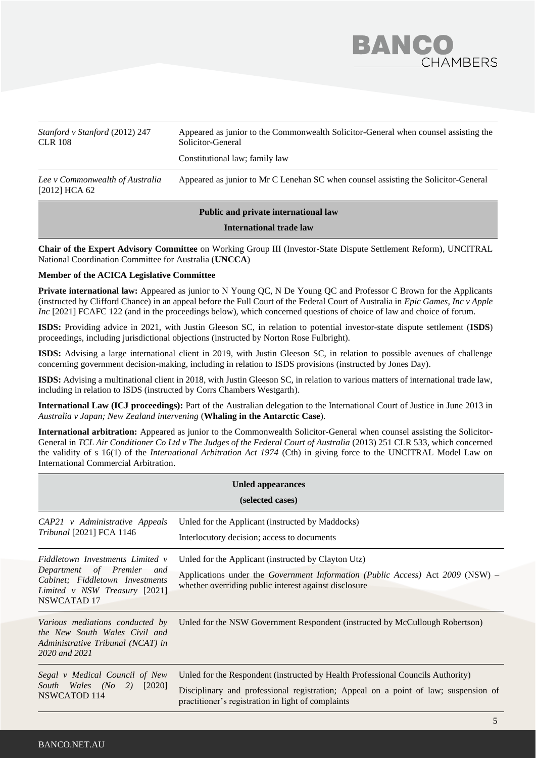| | |
|---|---|
| *Stanford v Stanford* (2012) 247 CLR 108 | Appeared as junior to the Commonwealth Solicitor-General when counsel assisting the Solicitor-General<br><br>Constitutional law; family law |
| *Lee v Commonwealth of Australia* [2012] HCA 62 | Appeared as junior to Mr C Lenehan SC when counsel assisting the Solicitor-General |

## Public and private international law

### International trade law

**Chair of the Expert Advisory Committee** on Working Group III (Investor-State Dispute Settlement Reform), UNCITRAL National Coordination Committee for Australia (**UNCCA**)

**Member of the ACICA Legislative Committee**

**Private international law:** Appeared as junior to N Young QC, N De Young QC and Professor C Brown for the Applicants (instructed by Clifford Chance) in an appeal before the Full Court of the Federal Court of Australia in *Epic Games, Inc v Apple Inc* [2021] FCAFC 122 (and in the proceedings below), which concerned questions of choice of law and choice of forum.

**ISDS:** Providing advice in 2021, with Justin Gleeson SC, in relation to potential investor-state dispute settlement (**ISDS**) proceedings, including jurisdictional objections (instructed by Norton Rose Fulbright).

**ISDS:** Advising a large international client in 2019, with Justin Gleeson SC, in relation to possible avenues of challenge concerning government decision-making, including in relation to ISDS provisions (instructed by Jones Day).

**ISDS:** Advising a multinational client in 2018, with Justin Gleeson SC, in relation to various matters of international trade law, including in relation to ISDS (instructed by Corrs Chambers Westgarth).

**International Law (ICJ proceedings):** Part of the Australian delegation to the International Court of Justice in June 2013 in *Australia v Japan; New Zealand intervening* (**Whaling in the Antarctic Case**).

**International arbitration:** Appeared as junior to the Commonwealth Solicitor-General when counsel assisting the Solicitor-General in *TCL Air Conditioner Co Ltd v The Judges of the Federal Court of Australia* (2013) 251 CLR 533, which concerned the validity of s 16(1) of the *International Arbitration Act 1974* (Cth) in giving force to the UNCITRAL Model Law on International Commercial Arbitration.

## Unled appearances

**(selected cases)**

| | |
|---|---|
| *CAP21 v Administrative Appeals Tribunal* [2021] FCA 1146 | Unled for the Applicant (instructed by Maddocks)<br><br>Interlocutory decision; access to documents |
| *Fiddletown Investments Limited v Department of Premier and Cabinet; Fiddletown Investments Limited v NSW Treasury* [2021] NSWCATAD 17 | Unled for the Applicant (instructed by Clayton Utz)<br><br>Applications under the *Government Information (Public Access)* Act *2009* (NSW) – whether overriding public interest against disclosure |
| *Various mediations conducted by the New South Wales Civil and Administrative Tribunal (NCAT) in 2020 and 2021* | Unled for the NSW Government Respondent (instructed by McCullough Robertson) |
| *Segal v Medical Council of New South Wales (No 2)* [2020] NSWCATOD 114 | Unled for the Respondent (instructed by Health Professional Councils Authority)<br><br>Disciplinary and professional registration; Appeal on a point of law; suspension of practitioner's registration in light of complaints |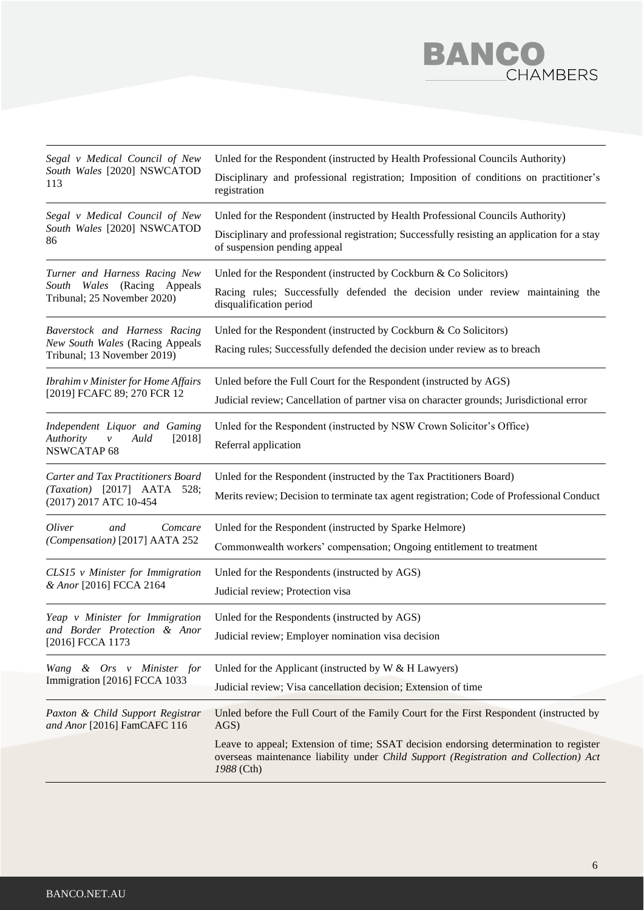| | |
|---|---|
| *Segal v Medical Council of New South Wales* [2020] NSWCATOD 113 | Unled for the Respondent (instructed by Health Professional Councils Authority)<br><br>Disciplinary and professional registration; Imposition of conditions on practitioner's registration |
| *Segal v Medical Council of New South Wales* [2020] NSWCATOD 86 | Unled for the Respondent (instructed by Health Professional Councils Authority)<br><br>Disciplinary and professional registration; Successfully resisting an application for a stay of suspension pending appeal |
| *Turner and Harness Racing New South Wales* (Racing Appeals Tribunal; 25 November 2020) | Unled for the Respondent (instructed by Cockburn & Co Solicitors)<br><br>Racing rules; Successfully defended the decision under review maintaining the disqualification period |
| *Baverstock and Harness Racing New South Wales* (Racing Appeals Tribunal; 13 November 2019) | Unled for the Respondent (instructed by Cockburn & Co Solicitors)<br><br>Racing rules; Successfully defended the decision under review as to breach |
| *Ibrahim v Minister for Home Affairs* [2019] FCAFC 89; 270 FCR 12 | Unled before the Full Court for the Respondent (instructed by AGS)<br><br>Judicial review; Cancellation of partner visa on character grounds; Jurisdictional error |
| *Independent Liquor and Gaming Authority v Auld* [2018] NSWCATAP 68 | Unled for the Respondent (instructed by NSW Crown Solicitor's Office)<br><br>Referral application |
| *Carter and Tax Practitioners Board (Taxation)* [2017] AATA 528; (2017) 2017 ATC 10-454 | Unled for the Respondent (instructed by the Tax Practitioners Board)<br><br>Merits review; Decision to terminate tax agent registration; Code of Professional Conduct |
| *Oliver and Comcare (Compensation)* [2017] AATA 252 | Unled for the Respondent (instructed by Sparke Helmore)<br><br>Commonwealth workers' compensation; Ongoing entitlement to treatment |
| *CLS15 v Minister for Immigration & Anor* [2016] FCCA 2164 | Unled for the Respondents (instructed by AGS)<br><br>Judicial review; Protection visa |
| *Yeap v Minister for Immigration and Border Protection & Anor* [2016] FCCA 1173 | Unled for the Respondents (instructed by AGS)<br><br>Judicial review; Employer nomination visa decision |
| *Wang & Ors v Minister for* Immigration [2016] FCCA 1033 | Unled for the Applicant (instructed by W & H Lawyers)<br><br>Judicial review; Visa cancellation decision; Extension of time |
| *Paxton & Child Support Registrar and Anor* [2016] FamCAFC 116 | Unled before the Full Court of the Family Court for the First Respondent (instructed by AGS)<br><br>Leave to appeal; Extension of time; SSAT decision endorsing determination to register overseas maintenance liability under *Child Support (Registration and Collection) Act 1988* (Cth) |